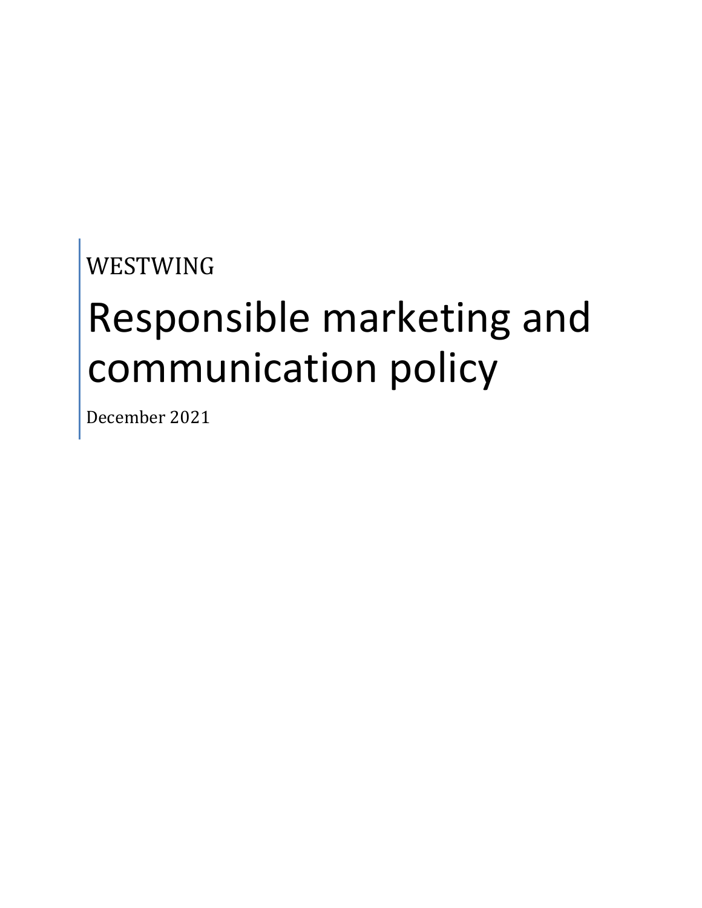WESTWING

# Responsible marketing and communication policy

December 2021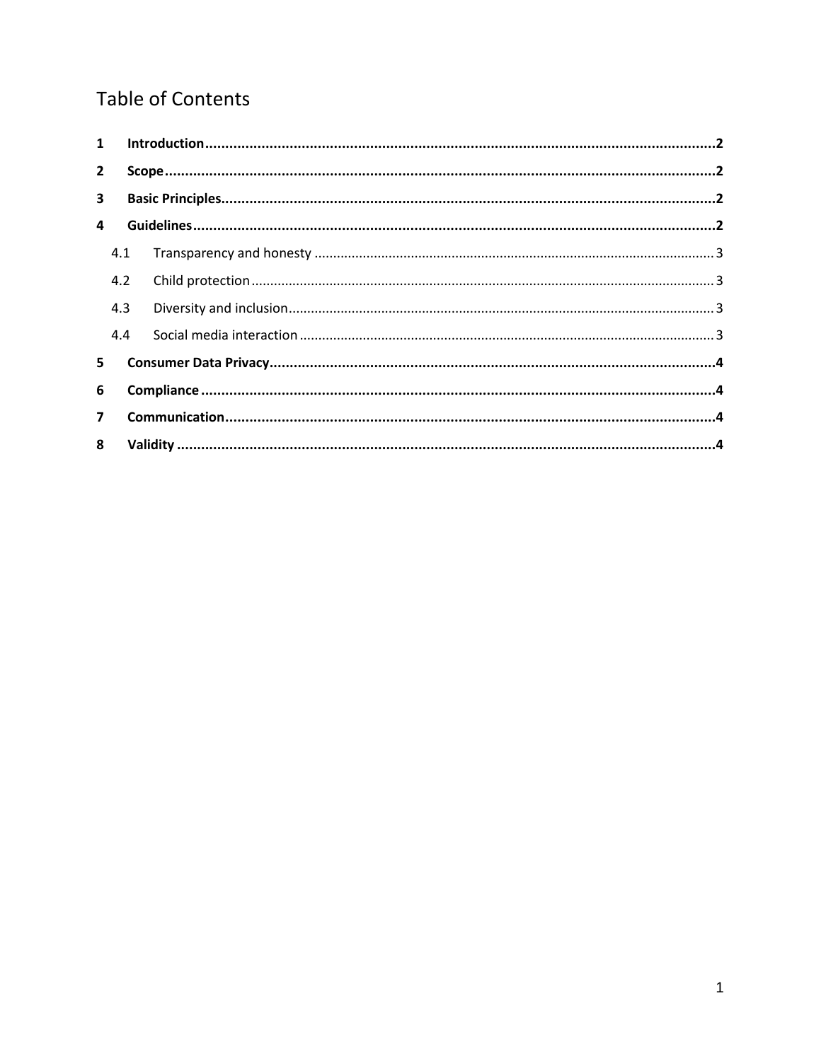# Table of Contents

| | | |
|---|---|---|
| **1** | **Introduction** | **2** |
| **2** | **Scope** | **2** |
| **3** | **Basic Principles** | **2** |
| **4** | **Guidelines** | **2** |
| 4.1 | Transparency and honesty | 3 |
| 4.2 | Child protection | 3 |
| 4.3 | Diversity and inclusion | 3 |
| 4.4 | Social media interaction | 3 |
| **5** | **Consumer Data Privacy** | **4** |
| **6** | **Compliance** | **4** |
| **7** | **Communication** | **4** |
| **8** | **Validity** | **4** |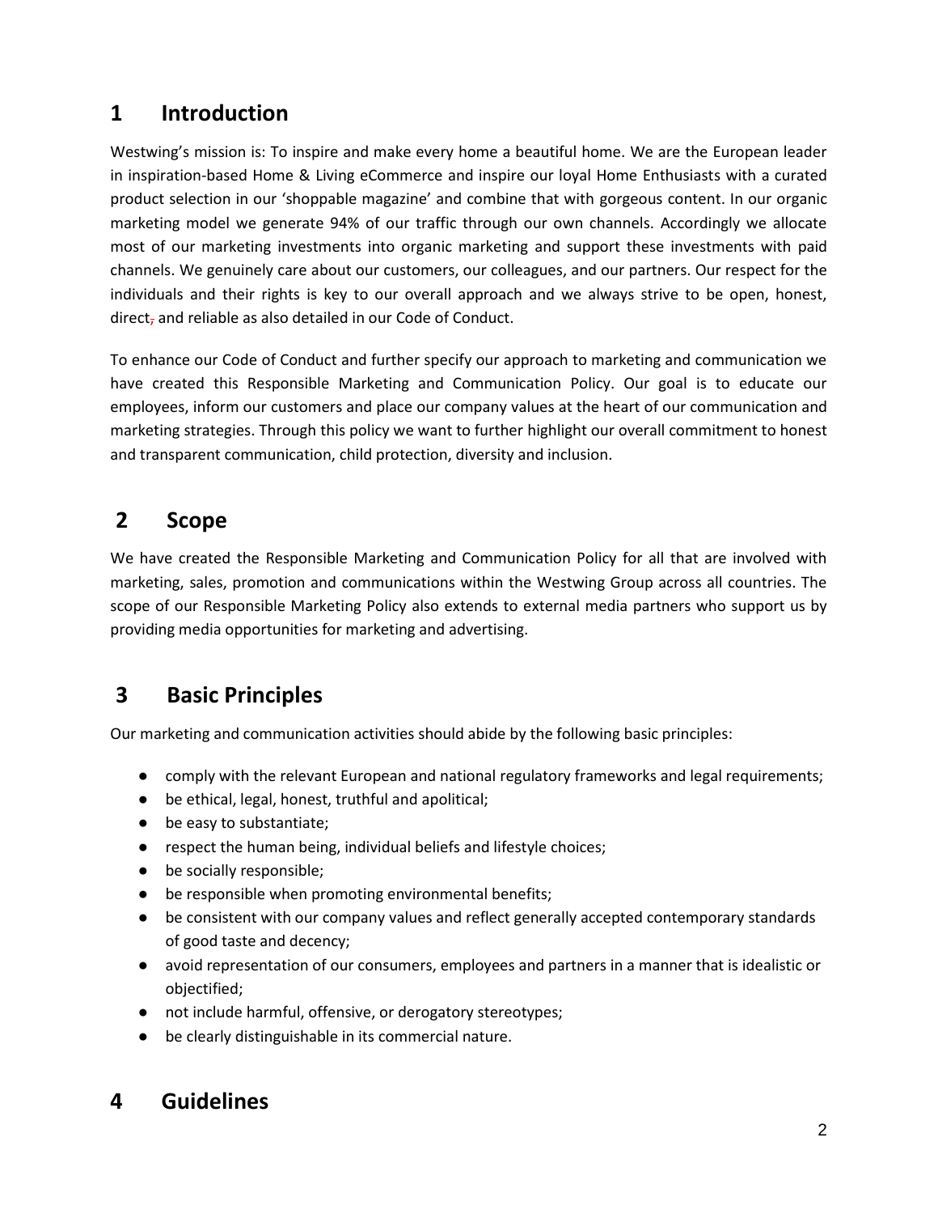## 1 Introduction

Westwing's mission is: To inspire and make every home a beautiful home. We are the European leader in inspiration-based Home & Living eCommerce and inspire our loyal Home Enthusiasts with a curated product selection in our 'shoppable magazine' and combine that with gorgeous content. In our organic marketing model we generate 94% of our traffic through our own channels. Accordingly we allocate most of our marketing investments into organic marketing and support these investments with paid channels. We genuinely care about our customers, our colleagues, and our partners. Our respect for the individuals and their rights is key to our overall approach and we always strive to be open, honest, direct, and reliable as also detailed in our Code of Conduct.

To enhance our Code of Conduct and further specify our approach to marketing and communication we have created this Responsible Marketing and Communication Policy. Our goal is to educate our employees, inform our customers and place our company values at the heart of our communication and marketing strategies. Through this policy we want to further highlight our overall commitment to honest and transparent communication, child protection, diversity and inclusion.

## 2 Scope

We have created the Responsible Marketing and Communication Policy for all that are involved with marketing, sales, promotion and communications within the Westwing Group across all countries. The scope of our Responsible Marketing Policy also extends to external media partners who support us by providing media opportunities for marketing and advertising.

## 3 Basic Principles

Our marketing and communication activities should abide by the following basic principles:

- comply with the relevant European and national regulatory frameworks and legal requirements;
- be ethical, legal, honest, truthful and apolitical;
- be easy to substantiate;
- respect the human being, individual beliefs and lifestyle choices;
- be socially responsible;
- be responsible when promoting environmental benefits;
- be consistent with our company values and reflect generally accepted contemporary standards of good taste and decency;
- avoid representation of our consumers, employees and partners in a manner that is idealistic or objectified;
- not include harmful, offensive, or derogatory stereotypes;
- be clearly distinguishable in its commercial nature.

## 4 Guidelines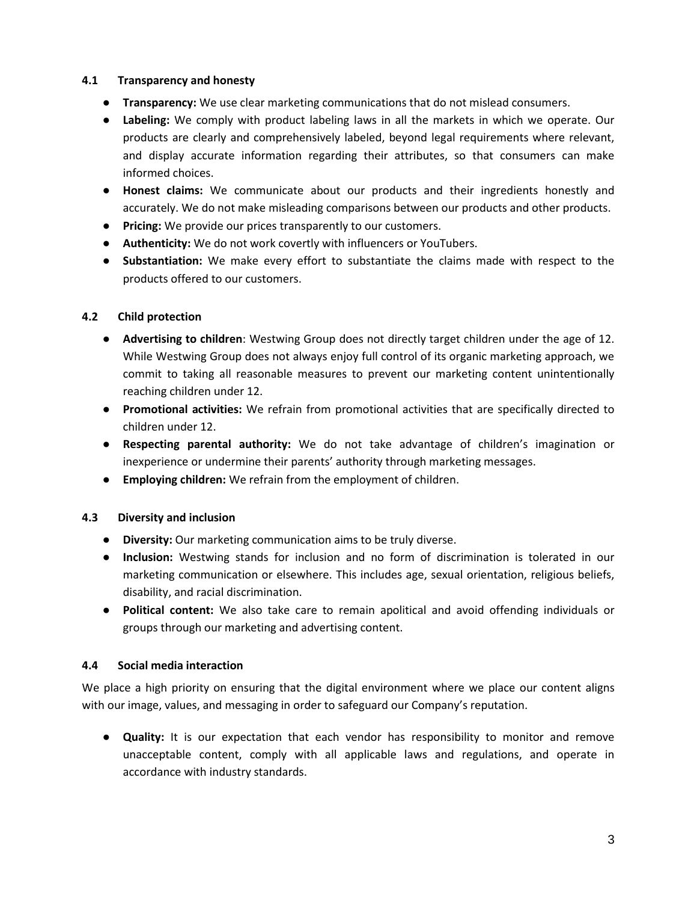### 4.1 Transparency and honesty

- **Transparency:** We use clear marketing communications that do not mislead consumers.
- **Labeling:** We comply with product labeling laws in all the markets in which we operate. Our products are clearly and comprehensively labeled, beyond legal requirements where relevant, and display accurate information regarding their attributes, so that consumers can make informed choices.
- **Honest claims:** We communicate about our products and their ingredients honestly and accurately. We do not make misleading comparisons between our products and other products.
- **Pricing:** We provide our prices transparently to our customers.
- **Authenticity:** We do not work covertly with influencers or YouTubers.
- **Substantiation:** We make every effort to substantiate the claims made with respect to the products offered to our customers.

### 4.2 Child protection

- **Advertising to children**: Westwing Group does not directly target children under the age of 12. While Westwing Group does not always enjoy full control of its organic marketing approach, we commit to taking all reasonable measures to prevent our marketing content unintentionally reaching children under 12.
- **Promotional activities:** We refrain from promotional activities that are specifically directed to children under 12.
- **Respecting parental authority:** We do not take advantage of children's imagination or inexperience or undermine their parents' authority through marketing messages.
- **Employing children:** We refrain from the employment of children.

### 4.3 Diversity and inclusion

- **Diversity:** Our marketing communication aims to be truly diverse.
- **Inclusion:** Westwing stands for inclusion and no form of discrimination is tolerated in our marketing communication or elsewhere. This includes age, sexual orientation, religious beliefs, disability, and racial discrimination.
- **Political content:** We also take care to remain apolitical and avoid offending individuals or groups through our marketing and advertising content.

### 4.4 Social media interaction

We place a high priority on ensuring that the digital environment where we place our content aligns with our image, values, and messaging in order to safeguard our Company's reputation.

- **Quality:** It is our expectation that each vendor has responsibility to monitor and remove unacceptable content, comply with all applicable laws and regulations, and operate in accordance with industry standards.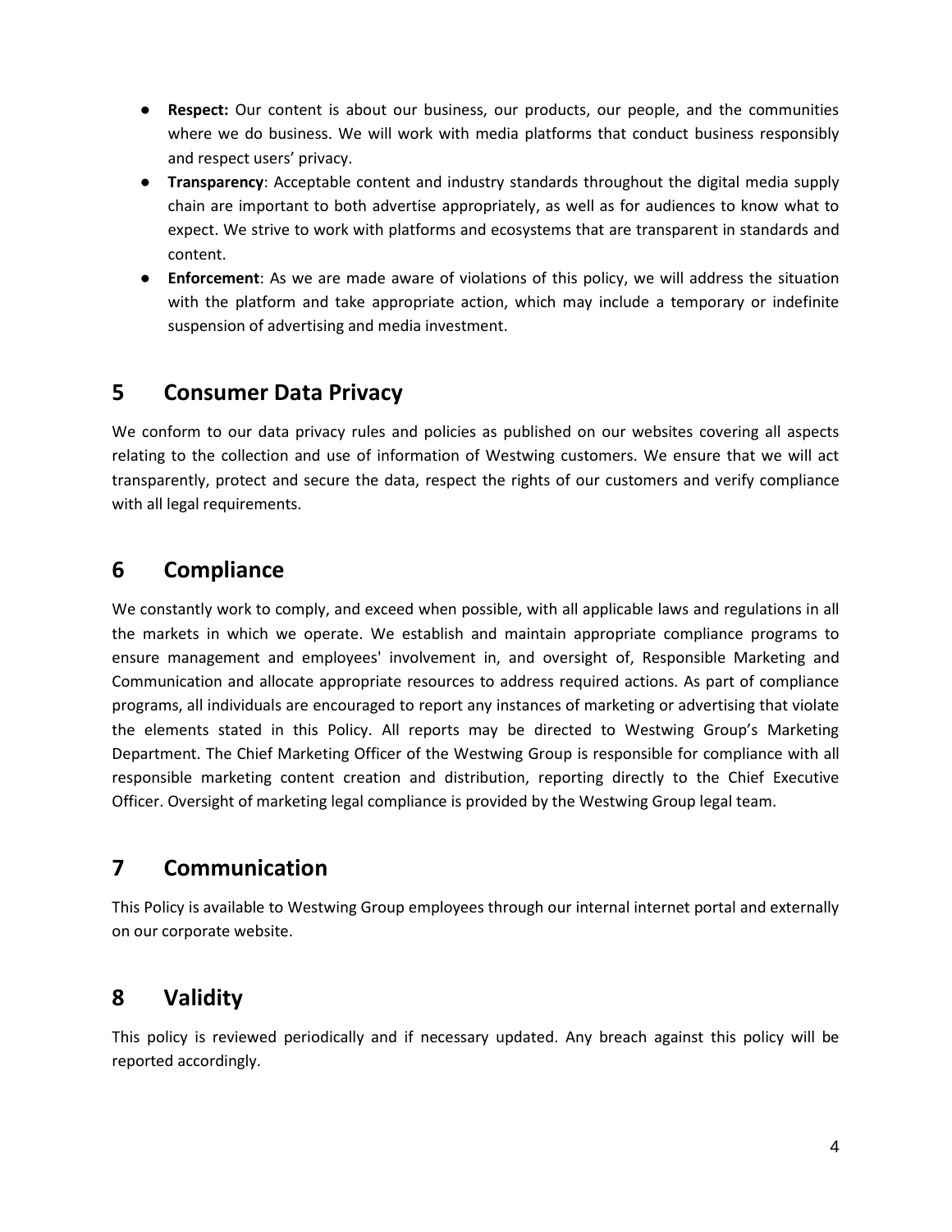- **Respect:** Our content is about our business, our products, our people, and the communities where we do business. We will work with media platforms that conduct business responsibly and respect users' privacy.
- **Transparency**: Acceptable content and industry standards throughout the digital media supply chain are important to both advertise appropriately, as well as for audiences to know what to expect. We strive to work with platforms and ecosystems that are transparent in standards and content.
- **Enforcement**: As we are made aware of violations of this policy, we will address the situation with the platform and take appropriate action, which may include a temporary or indefinite suspension of advertising and media investment.

## 5 Consumer Data Privacy

We conform to our data privacy rules and policies as published on our websites covering all aspects relating to the collection and use of information of Westwing customers. We ensure that we will act transparently, protect and secure the data, respect the rights of our customers and verify compliance with all legal requirements.

## 6 Compliance

We constantly work to comply, and exceed when possible, with all applicable laws and regulations in all the markets in which we operate. We establish and maintain appropriate compliance programs to ensure management and employees' involvement in, and oversight of, Responsible Marketing and Communication and allocate appropriate resources to address required actions. As part of compliance programs, all individuals are encouraged to report any instances of marketing or advertising that violate the elements stated in this Policy. All reports may be directed to Westwing Group's Marketing Department. The Chief Marketing Officer of the Westwing Group is responsible for compliance with all responsible marketing content creation and distribution, reporting directly to the Chief Executive Officer. Oversight of marketing legal compliance is provided by the Westwing Group legal team.

## 7 Communication

This Policy is available to Westwing Group employees through our internal internet portal and externally on our corporate website.

## 8 Validity

This policy is reviewed periodically and if necessary updated. Any breach against this policy will be reported accordingly.